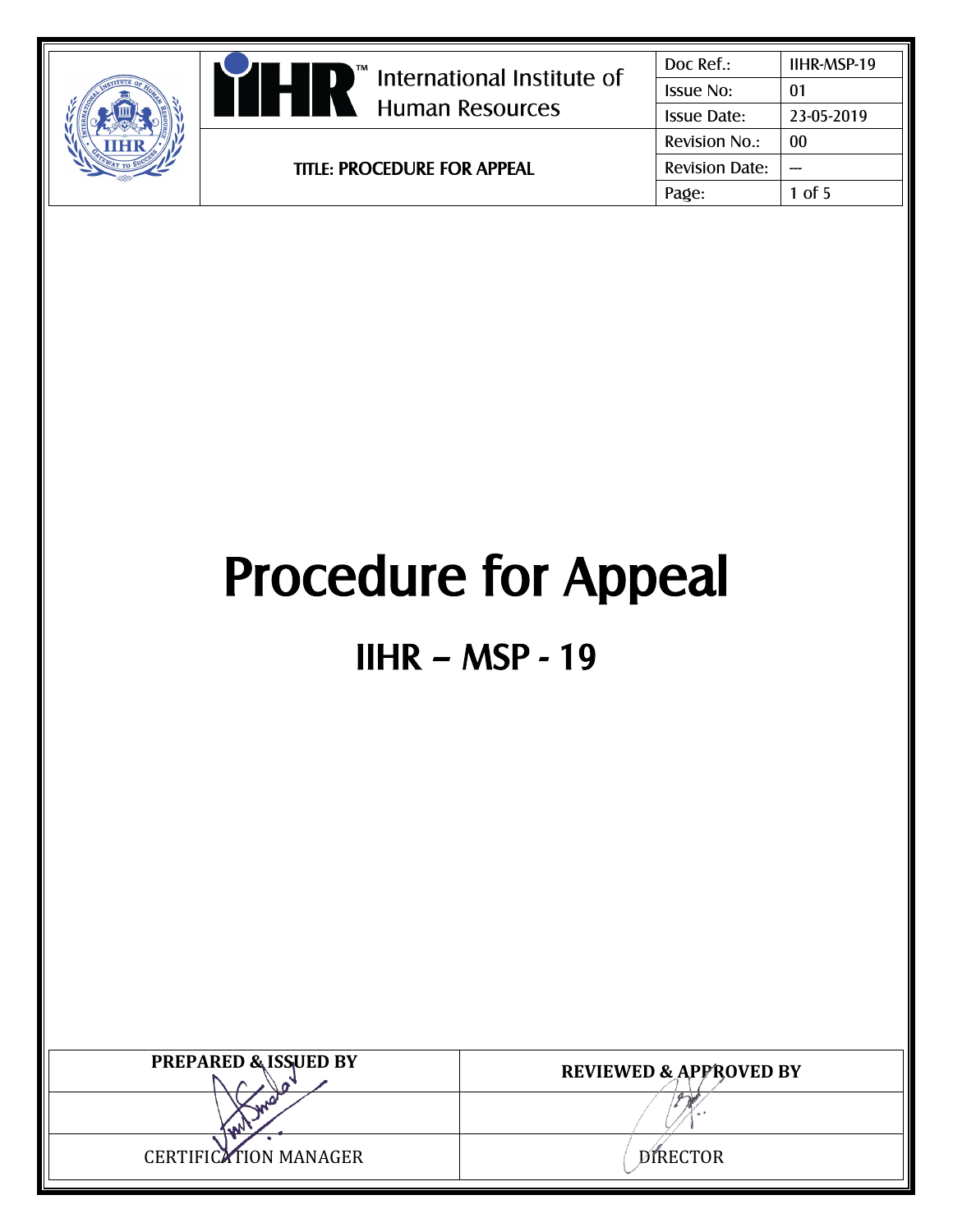| | International Institute of Human Resources | Doc Ref.: | IIHR-MSP-19 |
|---|---|---|---|
| | | Issue No: | 01 |
| | | Issue Date: | 23-05-2019 |
| | TITLE: PROCEDURE FOR APPEAL | Revision No.: | 00 |
| | | Revision Date: | --- |
| | | Page: | 1 of 5 |

# Procedure for Appeal

## IIHR – MSP - 19

| PREPARED & ISSUED BY | REVIEWED & APPROVED BY |
|---|---|
| | |
| CERTIFICATION MANAGER | DIRECTOR |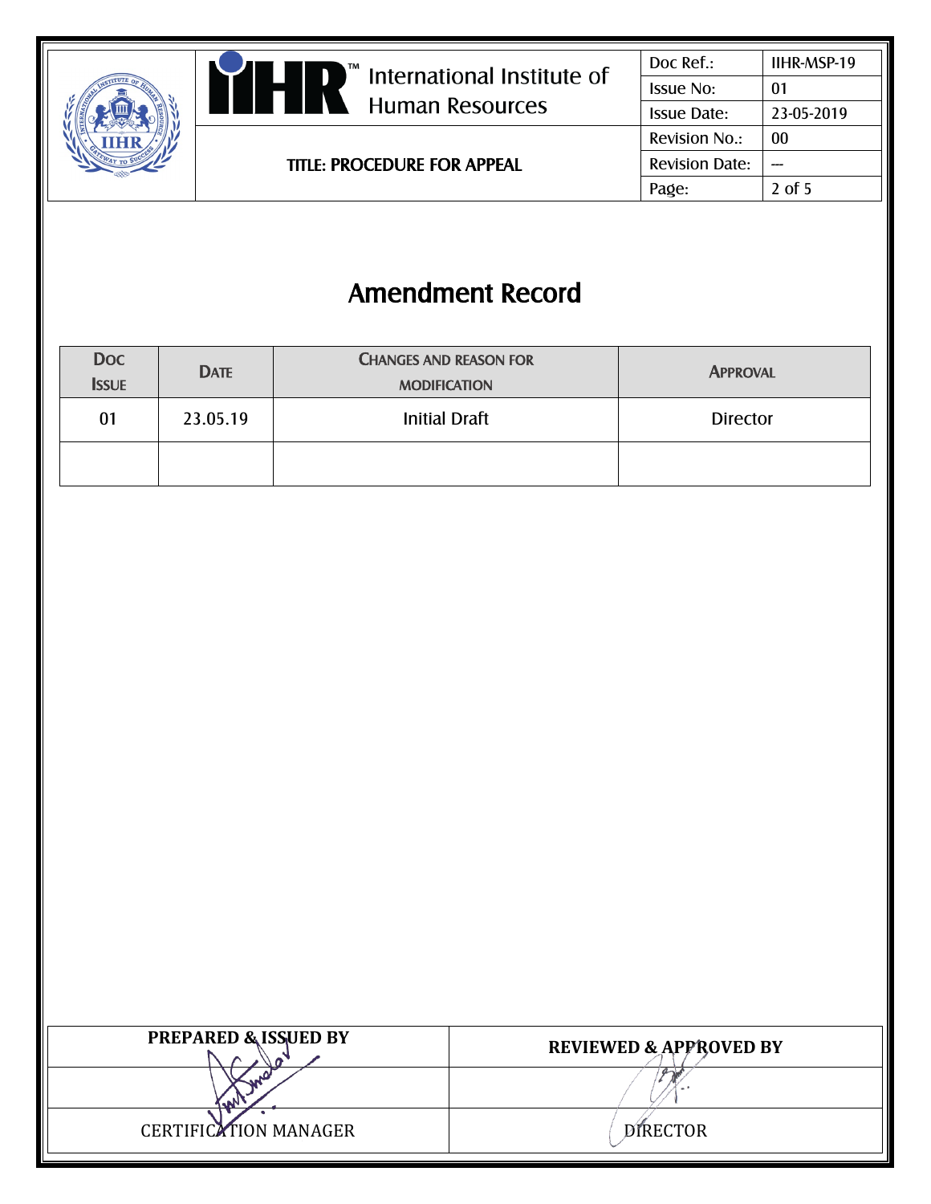# Amendment Record

| Doc Issue | Date | Changes and Reason for Modification | Approval |
|---|---|---|---|
| 01 | 23.05.19 | Initial Draft | Director |
| | | | |

| PREPARED & ISSUED BY | REVIEWED & APPROVED BY |
|---|---|
| | |
| CERTIFICATION MANAGER | DIRECTOR |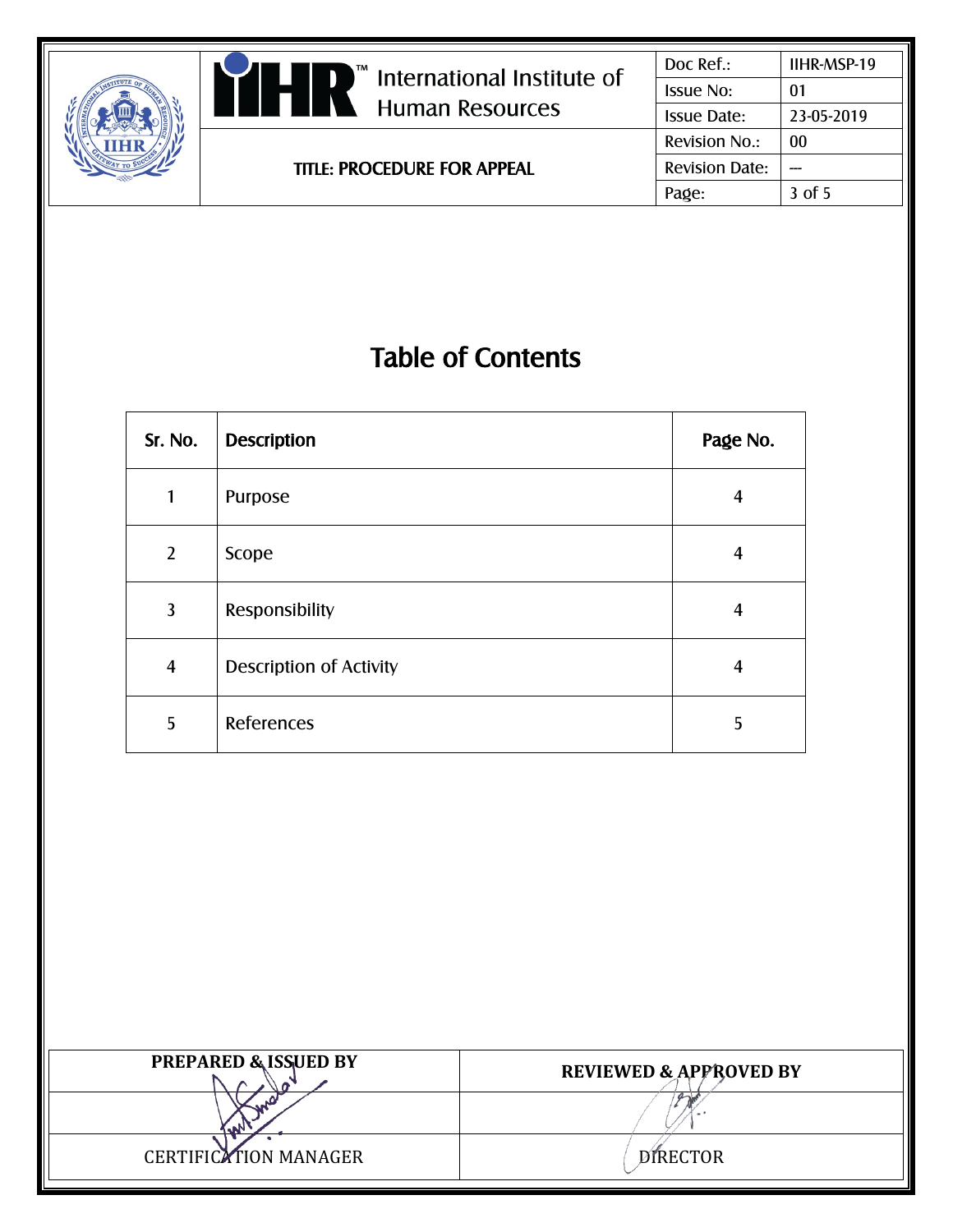# Table of Contents

| Sr. No. | Description | Page No. |
|---|---|---|
| 1 | Purpose | 4 |
| 2 | Scope | 4 |
| 3 | Responsibility | 4 |
| 4 | Description of Activity | 4 |
| 5 | References | 5 |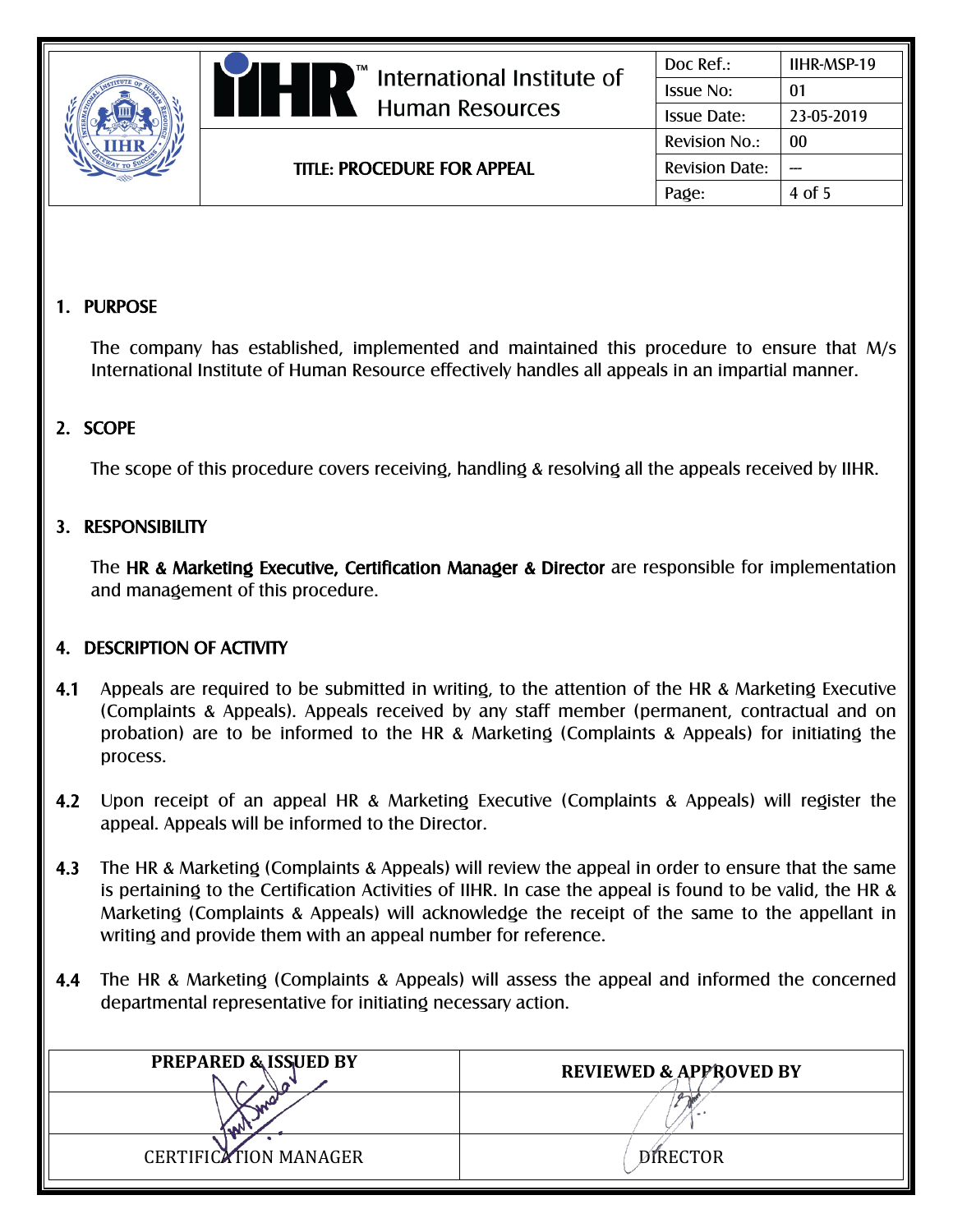## 1. PURPOSE

The company has established, implemented and maintained this procedure to ensure that M/s International Institute of Human Resource effectively handles all appeals in an impartial manner.

## 2. SCOPE

The scope of this procedure covers receiving, handling & resolving all the appeals received by IIHR.

## 3. RESPONSIBILITY

The **HR & Marketing Executive, Certification Manager & Director** are responsible for implementation and management of this procedure.

## 4. DESCRIPTION OF ACTIVITY

**4.1** Appeals are required to be submitted in writing, to the attention of the HR & Marketing Executive (Complaints & Appeals). Appeals received by any staff member (permanent, contractual and on probation) are to be informed to the HR & Marketing (Complaints & Appeals) for initiating the process.

**4.2** Upon receipt of an appeal HR & Marketing Executive (Complaints & Appeals) will register the appeal. Appeals will be informed to the Director.

**4.3** The HR & Marketing (Complaints & Appeals) will review the appeal in order to ensure that the same is pertaining to the Certification Activities of IIHR. In case the appeal is found to be valid, the HR & Marketing (Complaints & Appeals) will acknowledge the receipt of the same to the appellant in writing and provide them with an appeal number for reference.

**4.4** The HR & Marketing (Complaints & Appeals) will assess the appeal and informed the concerned departmental representative for initiating necessary action.

| PREPARED & ISSUED BY | REVIEWED & APPROVED BY |
|---|---|
| | |
| CERTIFICATION MANAGER | DIRECTOR |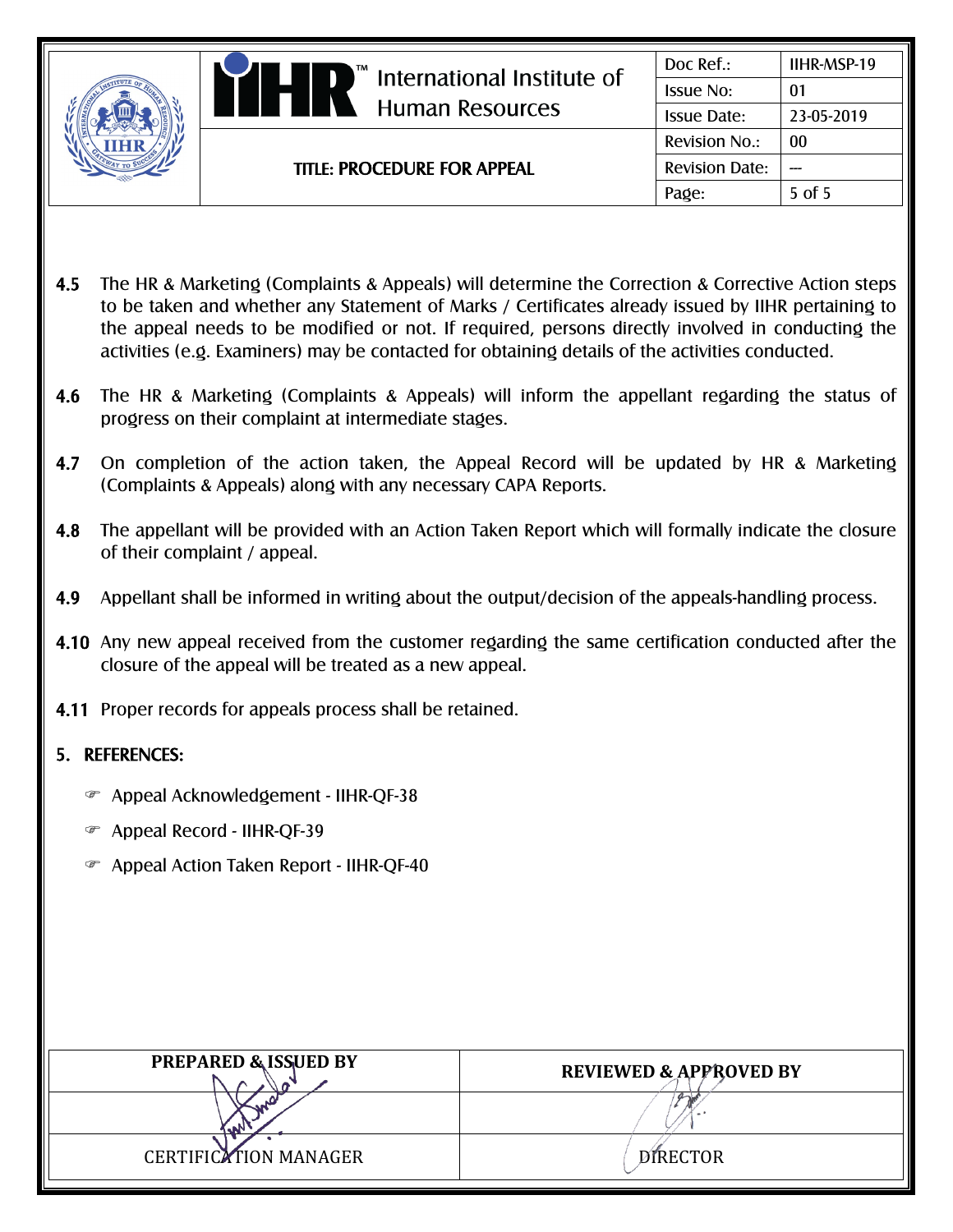4.5 The HR & Marketing (Complaints & Appeals) will determine the Correction & Corrective Action steps to be taken and whether any Statement of Marks / Certificates already issued by IIHR pertaining to the appeal needs to be modified or not. If required, persons directly involved in conducting the activities (e.g. Examiners) may be contacted for obtaining details of the activities conducted.

4.6 The HR & Marketing (Complaints & Appeals) will inform the appellant regarding the status of progress on their complaint at intermediate stages.

4.7 On completion of the action taken, the Appeal Record will be updated by HR & Marketing (Complaints & Appeals) along with any necessary CAPA Reports.

4.8 The appellant will be provided with an Action Taken Report which will formally indicate the closure of their complaint / appeal.

4.9 Appellant shall be informed in writing about the output/decision of the appeals-handling process.

4.10 Any new appeal received from the customer regarding the same certification conducted after the closure of the appeal will be treated as a new appeal.

4.11 Proper records for appeals process shall be retained.

## 5. REFERENCES:

- Appeal Acknowledgement - IIHR-QF-38
- Appeal Record - IIHR-QF-39
- Appeal Action Taken Report - IIHR-QF-40

| PREPARED & ISSUED BY | REVIEWED & APPROVED BY |
|---|---|
| | |
| CERTIFICATION MANAGER | DIRECTOR |